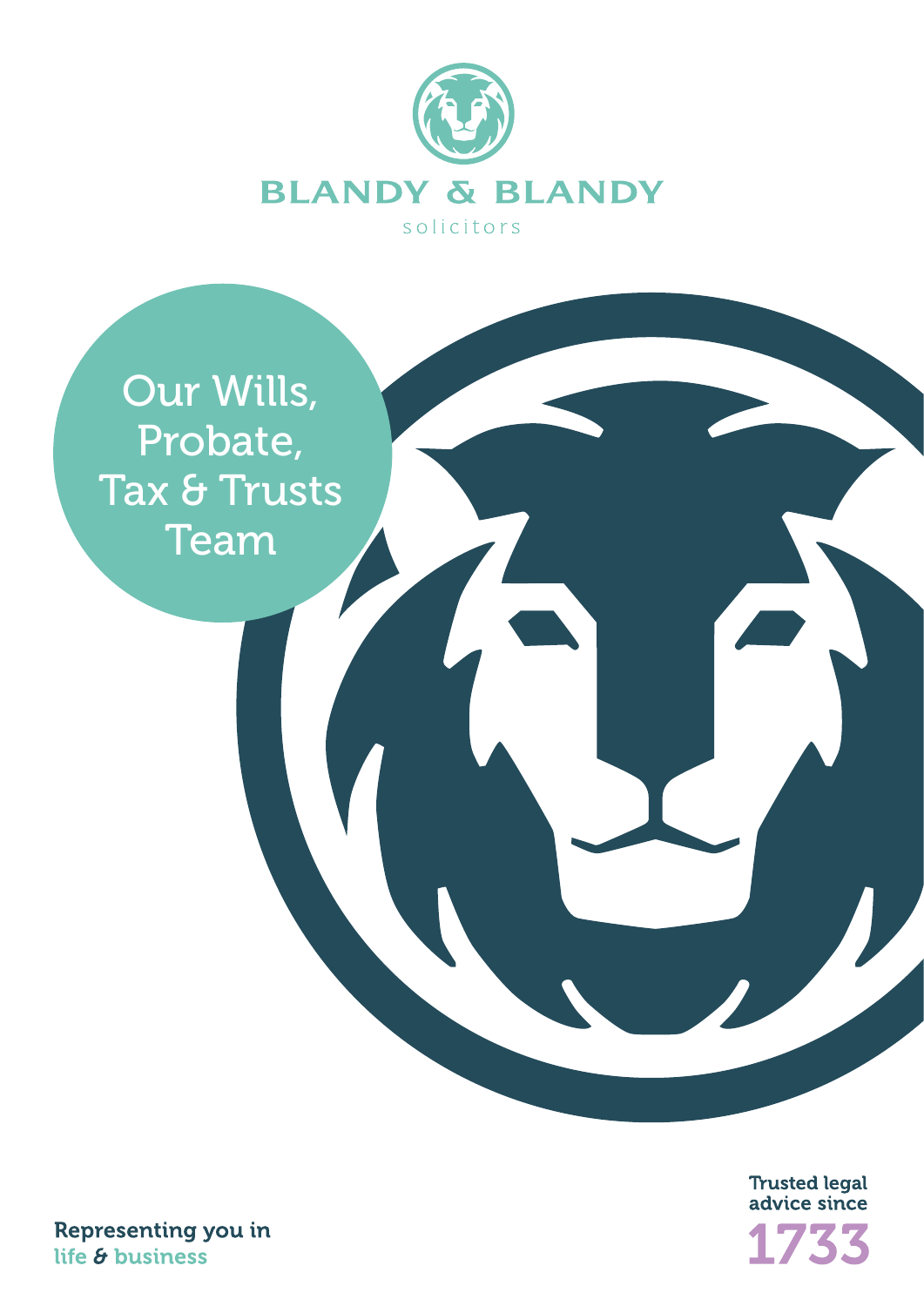BLANDY & BLANDY

solicitors

# Our Wills, Probate, Tax & Trusts Team

Representing you in
life & business

Trusted legal
advice since
1733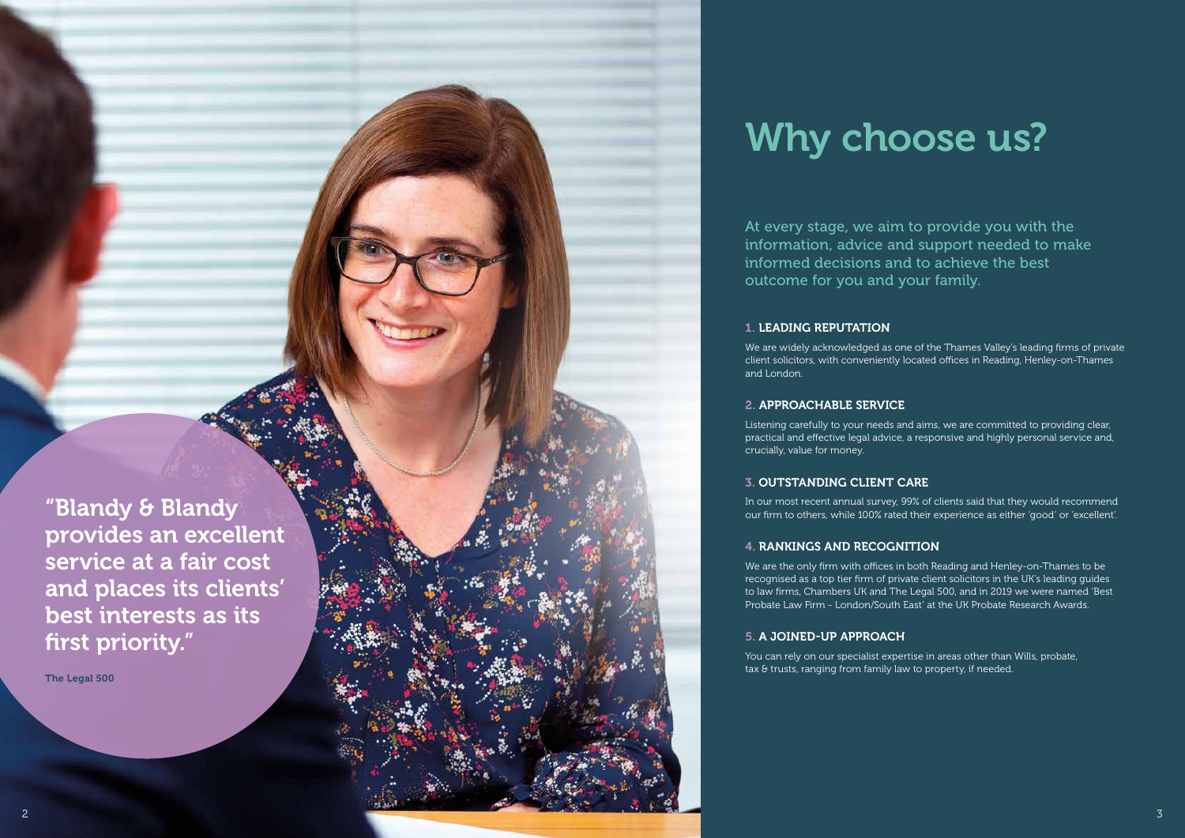"Blandy & Blandy provides an excellent service at a fair cost and places its clients' best interests as its first priority."

**The Legal 500**

# Why choose us?

At every stage, we aim to provide you with the information, advice and support needed to make informed decisions and to achieve the best outcome for you and your family.

### 1. LEADING REPUTATION

We are widely acknowledged as one of the Thames Valley's leading firms of private client solicitors, with conveniently located offices in Reading, Henley-on-Thames and London.

### 2. APPROACHABLE SERVICE

Listening carefully to your needs and aims, we are committed to providing clear, practical and effective legal advice, a responsive and highly personal service and, crucially, value for money.

### 3. OUTSTANDING CLIENT CARE

In our most recent annual survey, 99% of clients said that they would recommend our firm to others, while 100% rated their experience as either 'good' or 'excellent'.

### 4. RANKINGS AND RECOGNITION

We are the only firm with offices in both Reading and Henley-on-Thames to be recognised as a top tier firm of private client solicitors in the UK's leading guides to law firms, Chambers UK and The Legal 500, and in 2019 we were named 'Best Probate Law Firm - London/South East' at the UK Probate Research Awards.

### 5. A JOINED-UP APPROACH

You can rely on our specialist expertise in areas other than Wills, probate, tax & trusts, ranging from family law to property, if needed.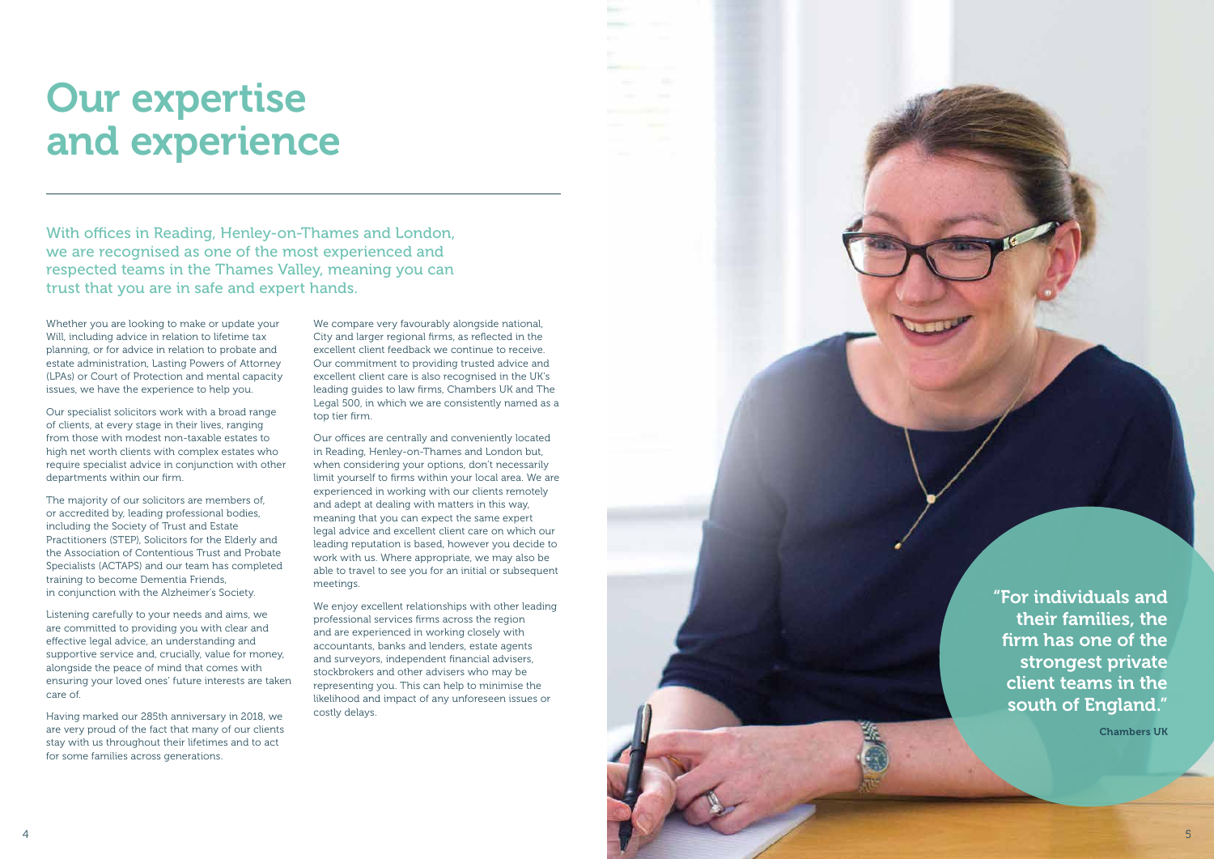# Our expertise and experience

With offices in Reading, Henley-on-Thames and London, we are recognised as one of the most experienced and respected teams in the Thames Valley, meaning you can trust that you are in safe and expert hands.

Whether you are looking to make or update your Will, including advice in relation to lifetime tax planning, or for advice in relation to probate and estate administration, Lasting Powers of Attorney (LPAs) or Court of Protection and mental capacity issues, we have the experience to help you.

Our specialist solicitors work with a broad range of clients, at every stage in their lives, ranging from those with modest non-taxable estates to high net worth clients with complex estates who require specialist advice in conjunction with other departments within our firm.

The majority of our solicitors are members of, or accredited by, leading professional bodies, including the Society of Trust and Estate Practitioners (STEP), Solicitors for the Elderly and the Association of Contentious Trust and Probate Specialists (ACTAPS) and our team has completed training to become Dementia Friends, in conjunction with the Alzheimer's Society.

Listening carefully to your needs and aims, we are committed to providing you with clear and effective legal advice, an understanding and supportive service and, crucially, value for money, alongside the peace of mind that comes with ensuring your loved ones' future interests are taken care of.

Having marked our 285th anniversary in 2018, we are very proud of the fact that many of our clients stay with us throughout their lifetimes and to act for some families across generations.

We compare very favourably alongside national, City and larger regional firms, as reflected in the excellent client feedback we continue to receive. Our commitment to providing trusted advice and excellent client care is also recognised in the UK's leading guides to law firms, Chambers UK and The Legal 500, in which we are consistently named as a top tier firm.

Our offices are centrally and conveniently located in Reading, Henley-on-Thames and London but, when considering your options, don't necessarily limit yourself to firms within your local area. We are experienced in working with our clients remotely and adept at dealing with matters in this way, meaning that you can expect the same expert legal advice and excellent client care on which our leading reputation is based, however you decide to work with us. Where appropriate, we may also be able to travel to see you for an initial or subsequent meetings.

We enjoy excellent relationships with other leading professional services firms across the region and are experienced in working closely with accountants, banks and lenders, estate agents and surveyors, independent financial advisers, stockbrokers and other advisers who may be representing you. This can help to minimise the likelihood and impact of any unforeseen issues or costly delays.

**"For individuals and their families, the firm has one of the strongest private client teams in the south of England."**

**Chambers UK**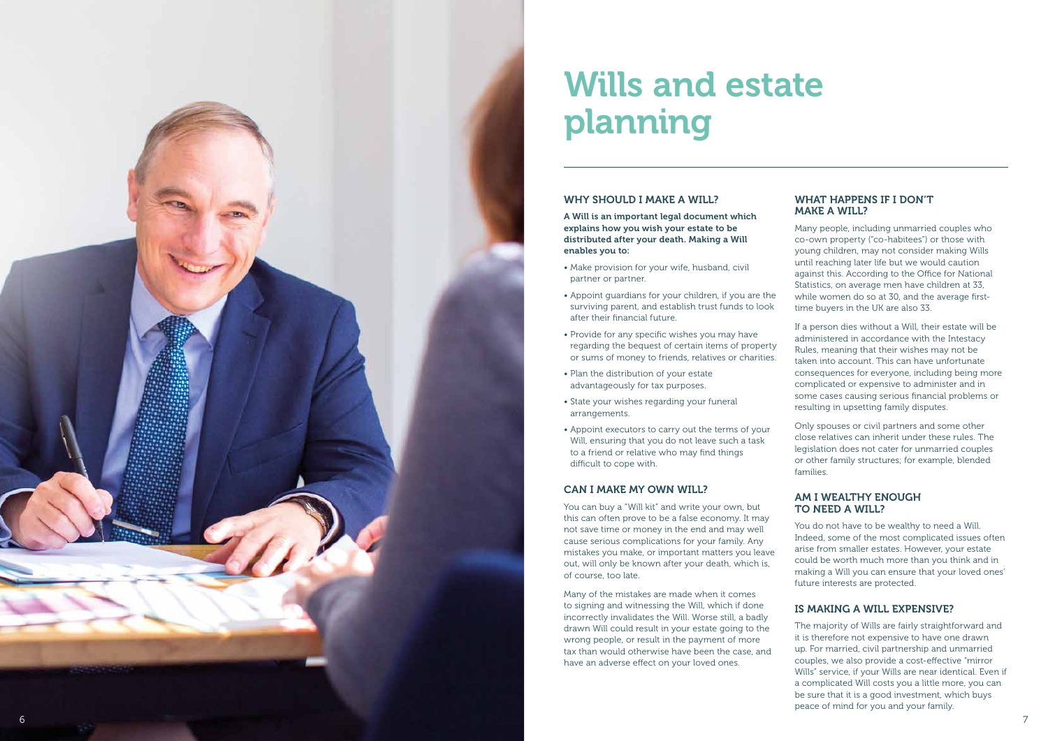# Wills and estate planning

## WHY SHOULD I MAKE A WILL?

**A Will is an important legal document which explains how you wish your estate to be distributed after your death. Making a Will enables you to:**

- Make provision for your wife, husband, civil partner or partner.
- Appoint guardians for your children, if you are the surviving parent, and establish trust funds to look after their financial future.
- Provide for any specific wishes you may have regarding the bequest of certain items of property or sums of money to friends, relatives or charities.
- Plan the distribution of your estate advantageously for tax purposes.
- State your wishes regarding your funeral arrangements.
- Appoint executors to carry out the terms of your Will, ensuring that you do not leave such a task to a friend or relative who may find things difficult to cope with.

## CAN I MAKE MY OWN WILL?

You can buy a "Will kit" and write your own, but this can often prove to be a false economy. It may not save time or money in the end and may well cause serious complications for your family. Any mistakes you make, or important matters you leave out, will only be known after your death, which is, of course, too late.

Many of the mistakes are made when it comes to signing and witnessing the Will, which if done incorrectly invalidates the Will. Worse still, a badly drawn Will could result in your estate going to the wrong people, or result in the payment of more tax than would otherwise have been the case, and have an adverse effect on your loved ones.

## WHAT HAPPENS IF I DON'T MAKE A WILL?

Many people, including unmarried couples who co-own property ("co-habitees") or those with young children, may not consider making Wills until reaching later life but we would caution against this. According to the Office for National Statistics, on average men have children at 33, while women do so at 30, and the average first-time buyers in the UK are also 33.

If a person dies without a Will, their estate will be administered in accordance with the Intestacy Rules, meaning that their wishes may not be taken into account. This can have unfortunate consequences for everyone, including being more complicated or expensive to administer and in some cases causing serious financial problems or resulting in upsetting family disputes.

Only spouses or civil partners and some other close relatives can inherit under these rules. The legislation does not cater for unmarried couples or other family structures; for example, blended families.

## AM I WEALTHY ENOUGH TO NEED A WILL?

You do not have to be wealthy to need a Will. Indeed, some of the most complicated issues often arise from smaller estates. However, your estate could be worth much more than you think and in making a Will you can ensure that your loved ones' future interests are protected.

## IS MAKING A WILL EXPENSIVE?

The majority of Wills are fairly straightforward and it is therefore not expensive to have one drawn up. For married, civil partnership and unmarried couples, we also provide a cost-effective "mirror Wills" service, if your Wills are near identical. Even if a complicated Will costs you a little more, you can be sure that it is a good investment, which buys peace of mind for you and your family.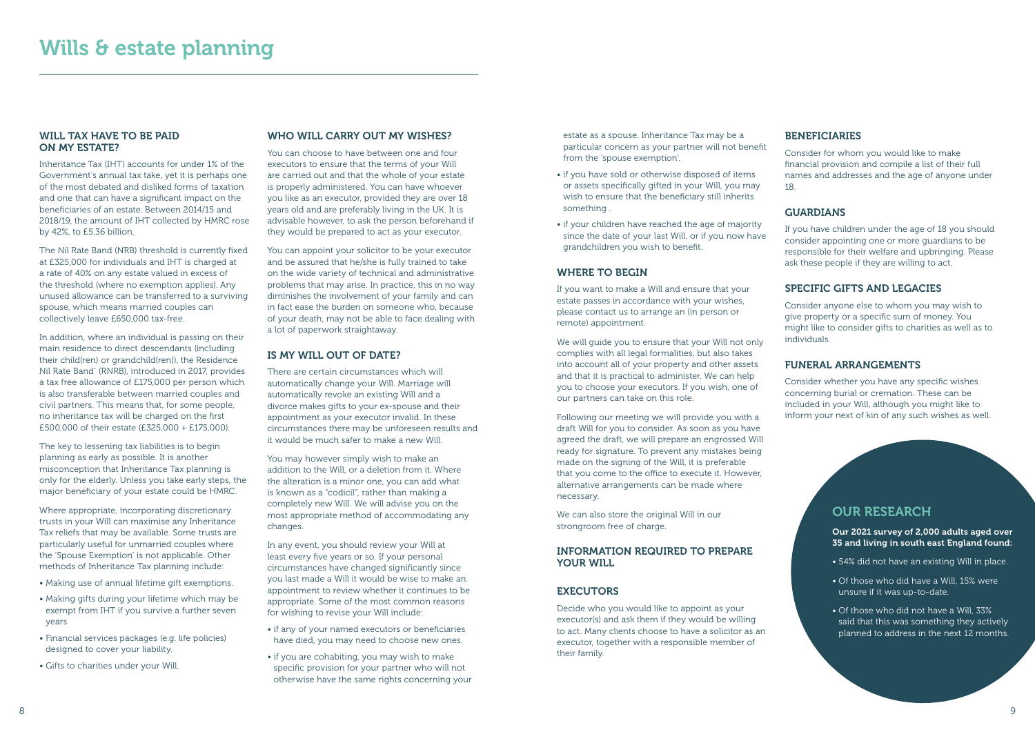# Wills & estate planning

## WILL TAX HAVE TO BE PAID ON MY ESTATE?

Inheritance Tax (IHT) accounts for under 1% of the Government's annual tax take, yet it is perhaps one of the most debated and disliked forms of taxation and one that can have a significant impact on the beneficiaries of an estate. Between 2014/15 and 2018/19, the amount of IHT collected by HMRC rose by 42%, to £5.36 billion.

The Nil Rate Band (NRB) threshold is currently fixed at £325,000 for individuals and IHT is charged at a rate of 40% on any estate valued in excess of the threshold (where no exemption applies). Any unused allowance can be transferred to a surviving spouse, which means married couples can collectively leave £650,000 tax-free.

In addition, where an individual is passing on their main residence to direct descendants (including their child(ren) or grandchild(ren)), the Residence Nil Rate Band' (RNRB), introduced in 2017, provides a tax free allowance of £175,000 per person which is also transferable between married couples and civil partners. This means that, for some people, no inheritance tax will be charged on the first £500,000 of their estate (£325,000 + £175,000).

The key to lessening tax liabilities is to begin planning as early as possible. It is another misconception that Inheritance Tax planning is only for the elderly. Unless you take early steps, the major beneficiary of your estate could be HMRC.

Where appropriate, incorporating discretionary trusts in your Will can maximise any Inheritance Tax reliefs that may be available. Some trusts are particularly useful for unmarried couples where the 'Spouse Exemption' is not applicable. Other methods of Inheritance Tax planning include:

- Making use of annual lifetime gift exemptions.
- Making gifts during your lifetime which may be exempt from IHT if you survive a further seven years
- Financial services packages (e.g. life policies) designed to cover your liability.
- Gifts to charities under your Will.

## WHO WILL CARRY OUT MY WISHES?

You can choose to have between one and four executors to ensure that the terms of your Will are carried out and that the whole of your estate is properly administered. You can have whoever you like as an executor, provided they are over 18 years old and are preferably living in the UK. It is advisable however, to ask the person beforehand if they would be prepared to act as your executor.

You can appoint your solicitor to be your executor and be assured that he/she is fully trained to take on the wide variety of technical and administrative problems that may arise. In practice, this in no way diminishes the involvement of your family and can in fact ease the burden on someone who, because of your death, may not be able to face dealing with a lot of paperwork straightaway.

## IS MY WILL OUT OF DATE?

There are certain circumstances which will automatically change your Will. Marriage will automatically revoke an existing Will and a divorce makes gifts to your ex-spouse and their appointment as your executor invalid. In these circumstances there may be unforeseen results and it would be much safer to make a new Will.

You may however simply wish to make an addition to the Will, or a deletion from it. Where the alteration is a minor one, you can add what is known as a "codicil", rather than making a completely new Will. We will advise you on the most appropriate method of accommodating any changes.

In any event, you should review your Will at least every five years or so. If your personal circumstances have changed significantly since you last made a Will it would be wise to make an appointment to review whether it continues to be appropriate. Some of the most common reasons for wishing to revise your Will include:

- if any of your named executors or beneficiaries have died, you may need to choose new ones.
- if you are cohabiting, you may wish to make specific provision for your partner who will not otherwise have the same rights concerning your estate as a spouse. Inheritance Tax may be a particular concern as your partner will not benefit from the 'spouse exemption'.
- if you have sold or otherwise disposed of items or assets specifically gifted in your Will, you may wish to ensure that the beneficiary still inherits something .
- if your children have reached the age of majority since the date of your last Will, or if you now have grandchildren you wish to benefit.

## WHERE TO BEGIN

If you want to make a Will and ensure that your estate passes in accordance with your wishes, please contact us to arrange an (in person or remote) appointment.

We will guide you to ensure that your Will not only complies with all legal formalities, but also takes into account all of your property and other assets and that it is practical to administer. We can help you to choose your executors. If you wish, one of our partners can take on this role.

Following our meeting we will provide you with a draft Will for you to consider. As soon as you have agreed the draft, we will prepare an engrossed Will ready for signature. To prevent any mistakes being made on the signing of the Will, it is preferable that you come to the office to execute it. However, alternative arrangements can be made where necessary.

We can also store the original Will in our strongroom free of charge.

## INFORMATION REQUIRED TO PREPARE YOUR WILL

### EXECUTORS

Decide who you would like to appoint as your executor(s) and ask them if they would be willing to act. Many clients choose to have a solicitor as an executor, together with a responsible member of their family.

### BENEFICIARIES

Consider for whom you would like to make financial provision and compile a list of their full names and addresses and the age of anyone under 18.

### GUARDIANS

If you have children under the age of 18 you should consider appointing one or more guardians to be responsible for their welfare and upbringing. Please ask these people if they are willing to act.

### SPECIFIC GIFTS AND LEGACIES

Consider anyone else to whom you may wish to give property or a specific sum of money. You might like to consider gifts to charities as well as to individuals.

### FUNERAL ARRANGEMENTS

Consider whether you have any specific wishes concerning burial or cremation. These can be included in your Will, although you might like to inform your next of kin of any such wishes as well.

## OUR RESEARCH

**Our 2021 survey of 2,000 adults aged over 35 and living in south east England found:**

- 54% did not have an existing Will in place.
- Of those who did have a Will, 15% were unsure if it was up-to-date.
- Of those who did not have a Will, 33% said that this was something they actively planned to address in the next 12 months.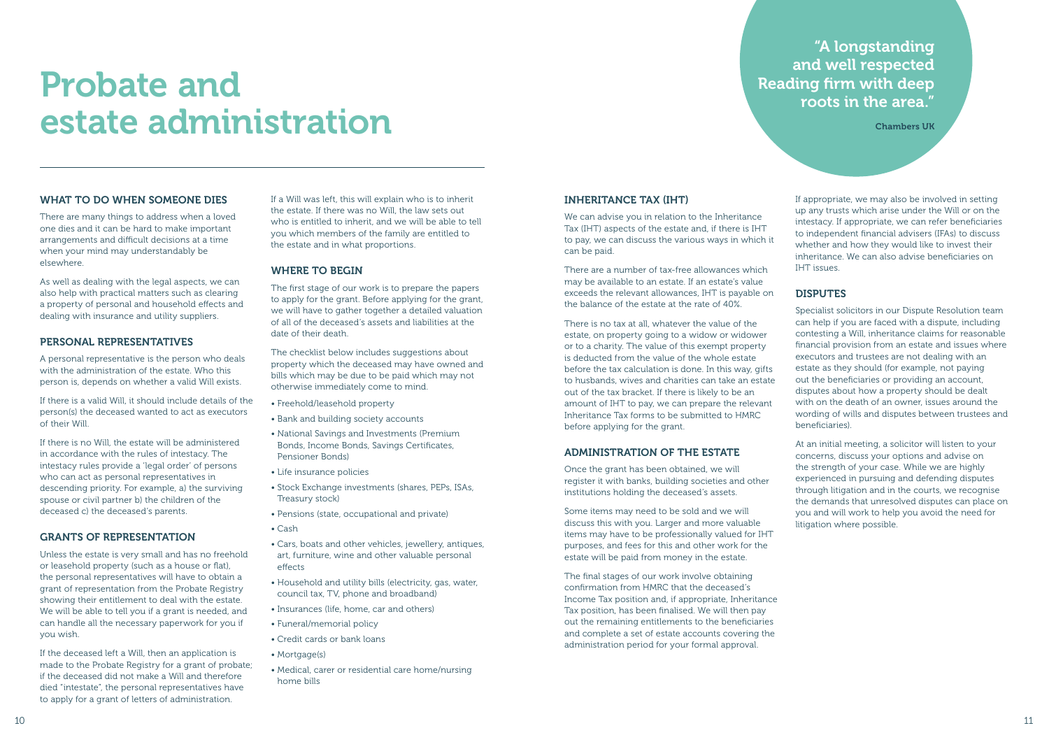# Probate and estate administration

> "A longstanding and well respected Reading firm with deep roots in the area."
>
> **Chambers UK**

### WHAT TO DO WHEN SOMEONE DIES

There are many things to address when a loved one dies and it can be hard to make important arrangements and difficult decisions at a time when your mind may understandably be elsewhere.

As well as dealing with the legal aspects, we can also help with practical matters such as clearing a property of personal and household effects and dealing with insurance and utility suppliers.

### PERSONAL REPRESENTATIVES

A personal representative is the person who deals with the administration of the estate. Who this person is, depends on whether a valid Will exists.

If there is a valid Will, it should include details of the person(s) the deceased wanted to act as executors of their Will.

If there is no Will, the estate will be administered in accordance with the rules of intestacy. The intestacy rules provide a 'legal order' of persons who can act as personal representatives in descending priority. For example, a) the surviving spouse or civil partner b) the children of the deceased c) the deceased's parents.

### GRANTS OF REPRESENTATION

Unless the estate is very small and has no freehold or leasehold property (such as a house or flat), the personal representatives will have to obtain a grant of representation from the Probate Registry showing their entitlement to deal with the estate. We will be able to tell you if a grant is needed, and can handle all the necessary paperwork for you if you wish.

If the deceased left a Will, then an application is made to the Probate Registry for a grant of probate; if the deceased did not make a Will and therefore died "intestate", the personal representatives have to apply for a grant of letters of administration.

If a Will was left, this will explain who is to inherit the estate. If there was no Will, the law sets out who is entitled to inherit, and we will be able to tell you which members of the family are entitled to the estate and in what proportions.

### WHERE TO BEGIN

The first stage of our work is to prepare the papers to apply for the grant. Before applying for the grant, we will have to gather together a detailed valuation of all of the deceased's assets and liabilities at the date of their death.

The checklist below includes suggestions about property which the deceased may have owned and bills which may be due to be paid which may not otherwise immediately come to mind.

- Freehold/leasehold property
- Bank and building society accounts
- National Savings and Investments (Premium Bonds, Income Bonds, Savings Certificates, Pensioner Bonds)
- Life insurance policies
- Stock Exchange investments (shares, PEPs, ISAs, Treasury stock)
- Pensions (state, occupational and private)
- Cash
- Cars, boats and other vehicles, jewellery, antiques, art, furniture, wine and other valuable personal effects
- Household and utility bills (electricity, gas, water, council tax, TV, phone and broadband)
- Insurances (life, home, car and others)
- Funeral/memorial policy
- Credit cards or bank loans
- Mortgage(s)
- Medical, carer or residential care home/nursing home bills

### INHERITANCE TAX (IHT)

We can advise you in relation to the Inheritance Tax (IHT) aspects of the estate and, if there is IHT to pay, we can discuss the various ways in which it can be paid.

There are a number of tax-free allowances which may be available to an estate. If an estate's value exceeds the relevant allowances, IHT is payable on the balance of the estate at the rate of 40%.

There is no tax at all, whatever the value of the estate, on property going to a widow or widower or to a charity. The value of this exempt property is deducted from the value of the whole estate before the tax calculation is done. In this way, gifts to husbands, wives and charities can take an estate out of the tax bracket. If there is likely to be an amount of IHT to pay, we can prepare the relevant Inheritance Tax forms to be submitted to HMRC before applying for the grant.

### ADMINISTRATION OF THE ESTATE

Once the grant has been obtained, we will register it with banks, building societies and other institutions holding the deceased's assets.

Some items may need to be sold and we will discuss this with you. Larger and more valuable items may have to be professionally valued for IHT purposes, and fees for this and other work for the estate will be paid from money in the estate.

The final stages of our work involve obtaining confirmation from HMRC that the deceased's Income Tax position and, if appropriate, Inheritance Tax position, has been finalised. We will then pay out the remaining entitlements to the beneficiaries and complete a set of estate accounts covering the administration period for your formal approval.

If appropriate, we may also be involved in setting up any trusts which arise under the Will or on the intestacy. If appropriate, we can refer beneficiaries to independent financial advisers (IFAs) to discuss whether and how they would like to invest their inheritance. We can also advise beneficiaries on IHT issues.

### DISPUTES

Specialist solicitors in our Dispute Resolution team can help if you are faced with a dispute, including contesting a Will, inheritance claims for reasonable financial provision from an estate and issues where executors and trustees are not dealing with an estate as they should (for example, not paying out the beneficiaries or providing an account, disputes about how a property should be dealt with on the death of an owner, issues around the wording of wills and disputes between trustees and beneficiaries).

At an initial meeting, a solicitor will listen to your concerns, discuss your options and advise on the strength of your case. While we are highly experienced in pursuing and defending disputes through litigation and in the courts, we recognise the demands that unresolved disputes can place on you and will work to help you avoid the need for litigation where possible.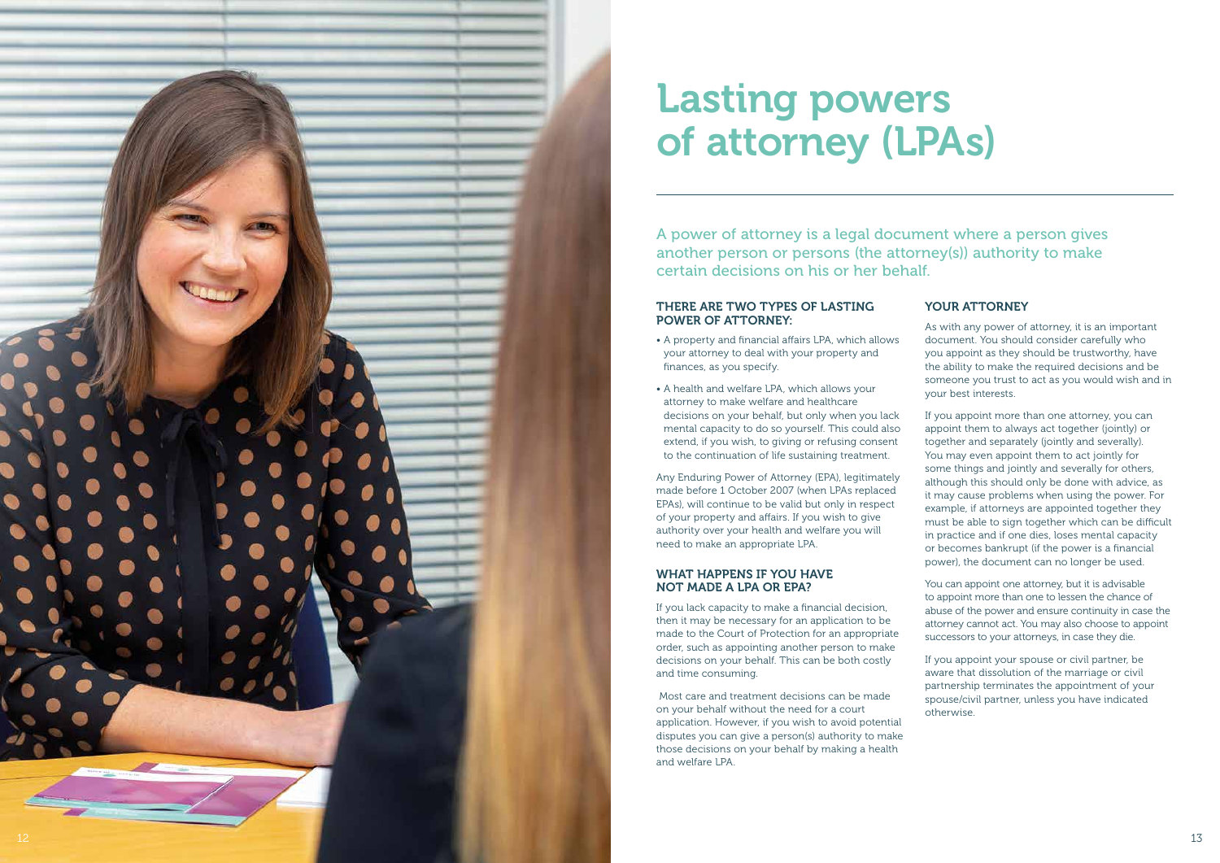# Lasting powers of attorney (LPAs)

A power of attorney is a legal document where a person gives another person or persons (the attorney(s)) authority to make certain decisions on his or her behalf.

### THERE ARE TWO TYPES OF LASTING POWER OF ATTORNEY:

- A property and financial affairs LPA, which allows your attorney to deal with your property and finances, as you specify.
- A health and welfare LPA, which allows your attorney to make welfare and healthcare decisions on your behalf, but only when you lack mental capacity to do so yourself. This could also extend, if you wish, to giving or refusing consent to the continuation of life sustaining treatment.

Any Enduring Power of Attorney (EPA), legitimately made before 1 October 2007 (when LPAs replaced EPAs), will continue to be valid but only in respect of your property and affairs. If you wish to give authority over your health and welfare you will need to make an appropriate LPA.

### WHAT HAPPENS IF YOU HAVE NOT MADE A LPA OR EPA?

If you lack capacity to make a financial decision, then it may be necessary for an application to be made to the Court of Protection for an appropriate order, such as appointing another person to make decisions on your behalf. This can be both costly and time consuming.

Most care and treatment decisions can be made on your behalf without the need for a court application. However, if you wish to avoid potential disputes you can give a person(s) authority to make those decisions on your behalf by making a health and welfare LPA.

### YOUR ATTORNEY

As with any power of attorney, it is an important document. You should consider carefully who you appoint as they should be trustworthy, have the ability to make the required decisions and be someone you trust to act as you would wish and in your best interests.

If you appoint more than one attorney, you can appoint them to always act together (jointly) or together and separately (jointly and severally). You may even appoint them to act jointly for some things and jointly and severally for others, although this should only be done with advice, as it may cause problems when using the power. For example, if attorneys are appointed together they must be able to sign together which can be difficult in practice and if one dies, loses mental capacity or becomes bankrupt (if the power is a financial power), the document can no longer be used.

You can appoint one attorney, but it is advisable to appoint more than one to lessen the chance of abuse of the power and ensure continuity in case the attorney cannot act. You may also choose to appoint successors to your attorneys, in case they die.

If you appoint your spouse or civil partner, be aware that dissolution of the marriage or civil partnership terminates the appointment of your spouse/civil partner, unless you have indicated otherwise.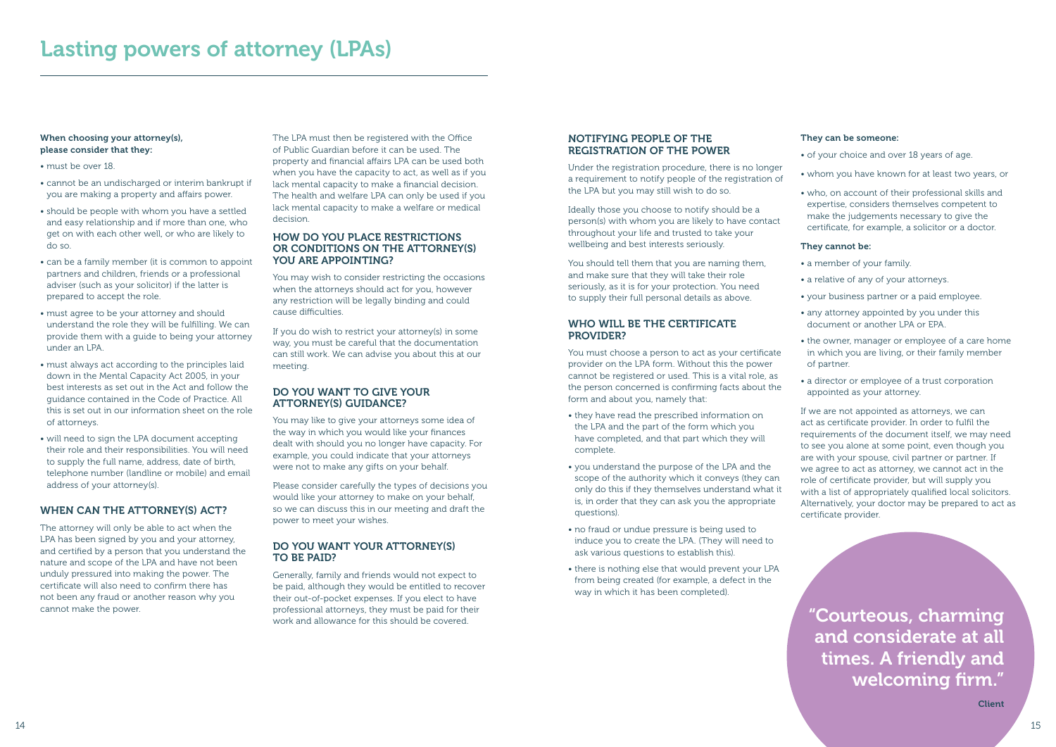# Lasting powers of attorney (LPAs)

**When choosing your attorney(s), please consider that they:**

- must be over 18.
- cannot be an undischarged or interim bankrupt if you are making a property and affairs power.
- should be people with whom you have a settled and easy relationship and if more than one, who get on with each other well, or who are likely to do so.
- can be a family member (it is common to appoint partners and children, friends or a professional adviser (such as your solicitor) if the latter is prepared to accept the role.
- must agree to be your attorney and should understand the role they will be fulfilling. We can provide them with a guide to being your attorney under an LPA.
- must always act according to the principles laid down in the Mental Capacity Act 2005, in your best interests as set out in the Act and follow the guidance contained in the Code of Practice. All this is set out in our information sheet on the role of attorneys.
- will need to sign the LPA document accepting their role and their responsibilities. You will need to supply the full name, address, date of birth, telephone number (landline or mobile) and email address of your attorney(s).

## WHEN CAN THE ATTORNEY(S) ACT?

The attorney will only be able to act when the LPA has been signed by you and your attorney, and certified by a person that you understand the nature and scope of the LPA and have not been unduly pressured into making the power. The certificate will also need to confirm there has not been any fraud or another reason why you cannot make the power.

The LPA must then be registered with the Office of Public Guardian before it can be used. The property and financial affairs LPA can be used both when you have the capacity to act, as well as if you lack mental capacity to make a financial decision. The health and welfare LPA can only be used if you lack mental capacity to make a welfare or medical decision.

## HOW DO YOU PLACE RESTRICTIONS OR CONDITIONS ON THE ATTORNEY(S) YOU ARE APPOINTING?

You may wish to consider restricting the occasions when the attorneys should act for you, however any restriction will be legally binding and could cause difficulties.

If you do wish to restrict your attorney(s) in some way, you must be careful that the documentation can still work. We can advise you about this at our meeting.

## DO YOU WANT TO GIVE YOUR ATTORNEY(S) GUIDANCE?

You may like to give your attorneys some idea of the way in which you would like your finances dealt with should you no longer have capacity. For example, you could indicate that your attorneys were not to make any gifts on your behalf.

Please consider carefully the types of decisions you would like your attorney to make on your behalf, so we can discuss this in our meeting and draft the power to meet your wishes.

## DO YOU WANT YOUR ATTORNEY(S) TO BE PAID?

Generally, family and friends would not expect to be paid, although they would be entitled to recover their out-of-pocket expenses. If you elect to have professional attorneys, they must be paid for their work and allowance for this should be covered.

## NOTIFYING PEOPLE OF THE REGISTRATION OF THE POWER

Under the registration procedure, there is no longer a requirement to notify people of the registration of the LPA but you may still wish to do so.

Ideally those you choose to notify should be a person(s) with whom you are likely to have contact throughout your life and trusted to take your wellbeing and best interests seriously.

You should tell them that you are naming them, and make sure that they will take their role seriously, as it is for your protection. You need to supply their full personal details as above.

## WHO WILL BE THE CERTIFICATE PROVIDER?

You must choose a person to act as your certificate provider on the LPA form. Without this the power cannot be registered or used. This is a vital role, as the person concerned is confirming facts about the form and about you, namely that:

- they have read the prescribed information on the LPA and the part of the form which you have completed, and that part which they will complete.
- you understand the purpose of the LPA and the scope of the authority which it conveys (they can only do this if they themselves understand what it is, in order that they can ask you the appropriate questions).
- no fraud or undue pressure is being used to induce you to create the LPA. (They will need to ask various questions to establish this).
- there is nothing else that would prevent your LPA from being created (for example, a defect in the way in which it has been completed).

**They can be someone:**

- of your choice and over 18 years of age.
- whom you have known for at least two years, or
- who, on account of their professional skills and expertise, considers themselves competent to make the judgements necessary to give the certificate, for example, a solicitor or a doctor.

**They cannot be:**

- a member of your family.
- a relative of any of your attorneys.
- your business partner or a paid employee.
- any attorney appointed by you under this document or another LPA or EPA.
- the owner, manager or employee of a care home in which you are living, or their family member of partner.
- a director or employee of a trust corporation appointed as your attorney.

If we are not appointed as attorneys, we can act as certificate provider. In order to fulfil the requirements of the document itself, we may need to see you alone at some point, even though you are with your spouse, civil partner or partner. If we agree to act as attorney, we cannot act in the role of certificate provider, but will supply you with a list of appropriately qualified local solicitors. Alternatively, your doctor may be prepared to act as certificate provider.

**"Courteous, charming and considerate at all times. A friendly and welcoming firm."**

**Client**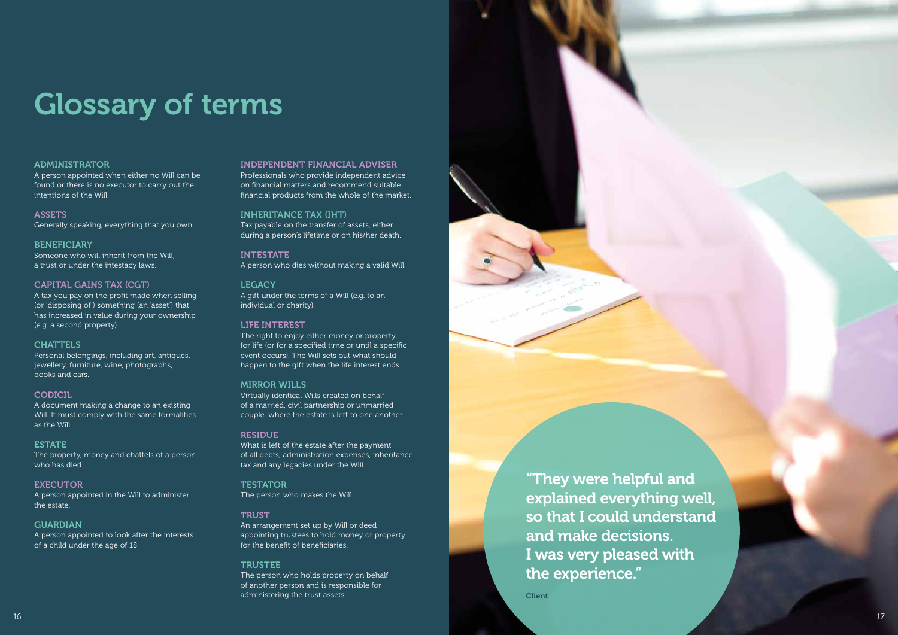# Glossary of terms

### ADMINISTRATOR
A person appointed when either no Will can be found or there is no executor to carry out the intentions of the Will.

### ASSETS
Generally speaking, everything that you own.

### BENEFICIARY
Someone who will inherit from the Will, a trust or under the intestacy laws.

### CAPITAL GAINS TAX (CGT)
A tax you pay on the profit made when selling (or 'disposing of') something (an 'asset') that has increased in value during your ownership (e.g. a second property).

### CHATTELS
Personal belongings, including art, antiques, jewellery, furniture, wine, photographs, books and cars.

### CODICIL
A document making a change to an existing Will. It must comply with the same formalities as the Will.

### ESTATE
The property, money and chattels of a person who has died.

### EXECUTOR
A person appointed in the Will to administer the estate.

### GUARDIAN
A person appointed to look after the interests of a child under the age of 18.

### INDEPENDENT FINANCIAL ADVISER
Professionals who provide independent advice on financial matters and recommend suitable financial products from the whole of the market.

### INHERITANCE TAX (IHT)
Tax payable on the transfer of assets, either during a person's lifetime or on his/her death.

### INTESTATE
A person who dies without making a valid Will.

### LEGACY
A gift under the terms of a Will (e.g. to an individual or charity).

### LIFE INTEREST
The right to enjoy either money or property for life (or for a specified time or until a specific event occurs). The Will sets out what should happen to the gift when the life interest ends.

### MIRROR WILLS
Virtually identical Wills created on behalf of a married, civil partnership or unmarried couple, where the estate is left to one another.

### RESIDUE
What is left of the estate after the payment of all debts, administration expenses, inheritance tax and any legacies under the Will.

### TESTATOR
The person who makes the Will.

### TRUST
An arrangement set up by Will or deed appointing trustees to hold money or property for the benefit of beneficiaries.

### TRUSTEE
The person who holds property on behalf of another person and is responsible for administering the trust assets.

**"They were helpful and explained everything well, so that I could understand and make decisions. I was very pleased with the experience."**

Client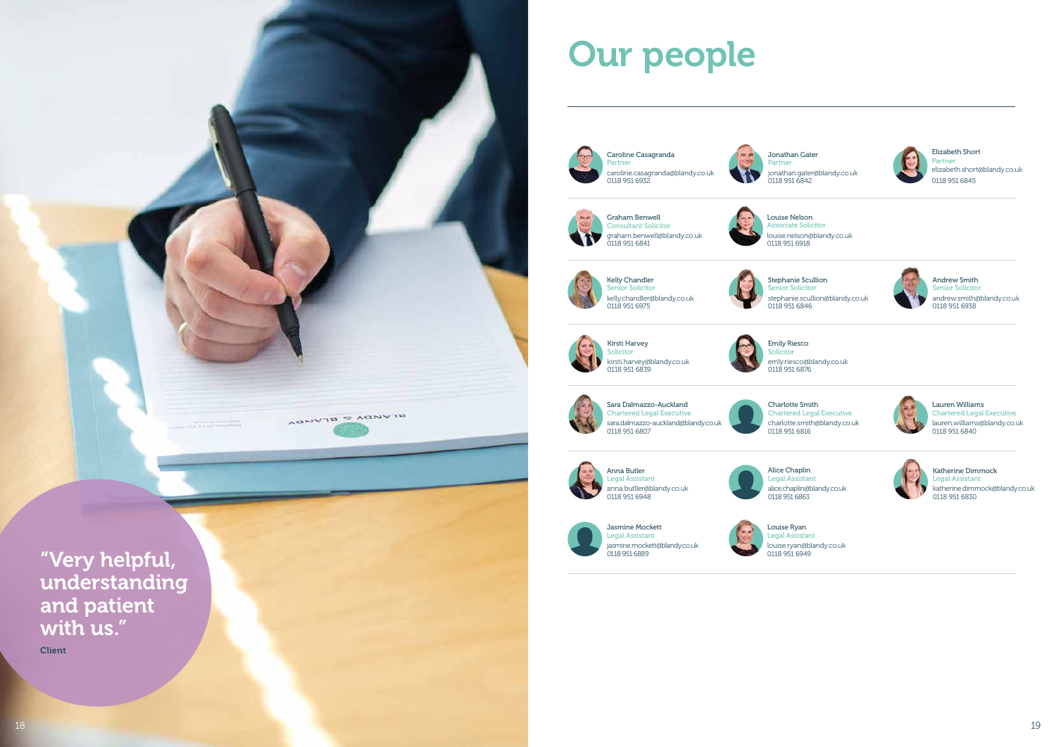"Very helpful, understanding and patient with us."

**Client**

# Our people

**Caroline Casagranda**
Partner
caroline.casagranda@blandy.co.uk
0118 951 6932

**Jonathan Gater**
Partner
jonathan.gater@blandy.co.uk
0118 951 6842

**Elizabeth Short**
Partner
elizabeth.short@blandy.co.uk
0118 951 6845

**Graham Benwell**
Consultant Solicitor
graham.benwell@blandy.co.uk
0118 951 6841

**Louise Nelson**
Associate Solicitor
louise.nelson@blandy.co.uk
0118 951 6918

**Kelly Chandler**
Senior Solicitor
kelly.chandler@blandy.co.uk
0118 951 6975

**Stephanie Scullion**
Senior Solicitor
stephanie.scullion@blandy.co.uk
0118 951 6846

**Andrew Smith**
Senior Solicitor
andrew.smith@blandy.co.uk
0118 951 6938

**Kirsti Harvey**
Solicitor
kirsti.harvey@blandy.co.uk
0118 951 6839

**Emily Riesco**
Solicitor
emily.riesco@blandy.co.uk
0118 951 6876

**Sara Dalmazzo-Auckland**
Chartered Legal Executive
sara.dalmazzo-auckland@blandy.co.uk
0118 951 6807

**Charlotte Smith**
Chartered Legal Executive
charlotte.smith@blandy.co.uk
0118 951 6816

**Lauren Williams**
Chartered Legal Executive
lauren.williams@blandy.co.uk
0118 951 6840

**Anna Butler**
Legal Assistant
anna.butler@blandy.co.uk
0118 951 6948

**Alice Chaplin**
Legal Assistant
alice.chaplin@blandy.co.uk
0118 951 6863

**Katherine Dimmock**
Legal Assistant
katherine.dimmock@blandy.co.uk
0118 951 6830

**Jasmine Mockett**
Legal Assistant
jasmine.mockett@blandy.co.uk
0118 951 6889

**Louise Ryan**
Legal Assistant
louise.ryan@blandy.co.uk
0118 951 6949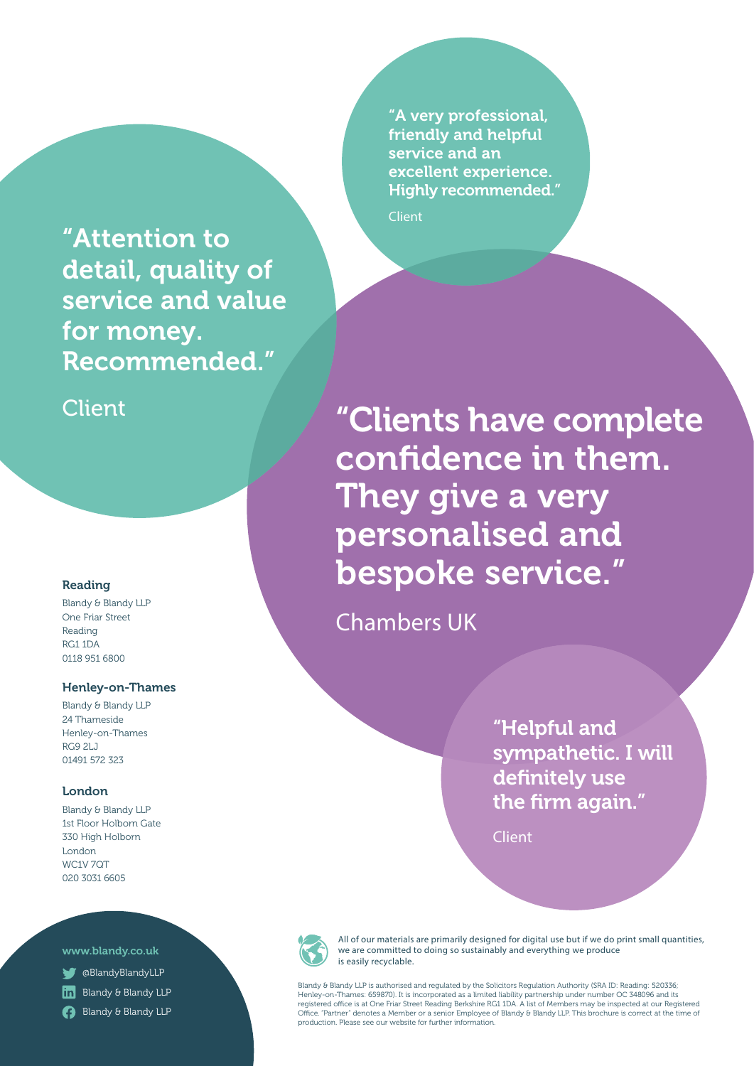"A very professional, friendly and helpful service and an excellent experience. Highly recommended."

Client

"Attention to detail, quality of service and value for money. Recommended."

Client

"Clients have complete confidence in them. They give a very personalised and bespoke service."

Chambers UK

"Helpful and sympathetic. I will definitely use the firm again."

Client

**Reading**

Blandy & Blandy LLP
One Friar Street
Reading
RG1 1DA
0118 951 6800

**Henley-on-Thames**

Blandy & Blandy LLP
24 Thameside
Henley-on-Thames
RG9 2LJ
01491 572 323

**London**

Blandy & Blandy LLP
1st Floor Holborn Gate
330 High Holborn
London
WC1V 7QT
020 3031 6605

www.blandy.co.uk

@BlandyBlandyLLP

Blandy & Blandy LLP

Blandy & Blandy LLP

All of our materials are primarily designed for digital use but if we do print small quantities, we are committed to doing so sustainably and everything we produce is easily recyclable.

Blandy & Blandy LLP is authorised and regulated by the Solicitors Regulation Authority (SRA ID: Reading: 520336; Henley-on-Thames: 659870). It is incorporated as a limited liability partnership under number OC 348096 and its registered office is at One Friar Street Reading Berkshire RG1 1DA. A list of Members may be inspected at our Registered Office. "Partner" denotes a Member or a senior Employee of Blandy & Blandy LLP. This brochure is correct at the time of production. Please see our website for further information.